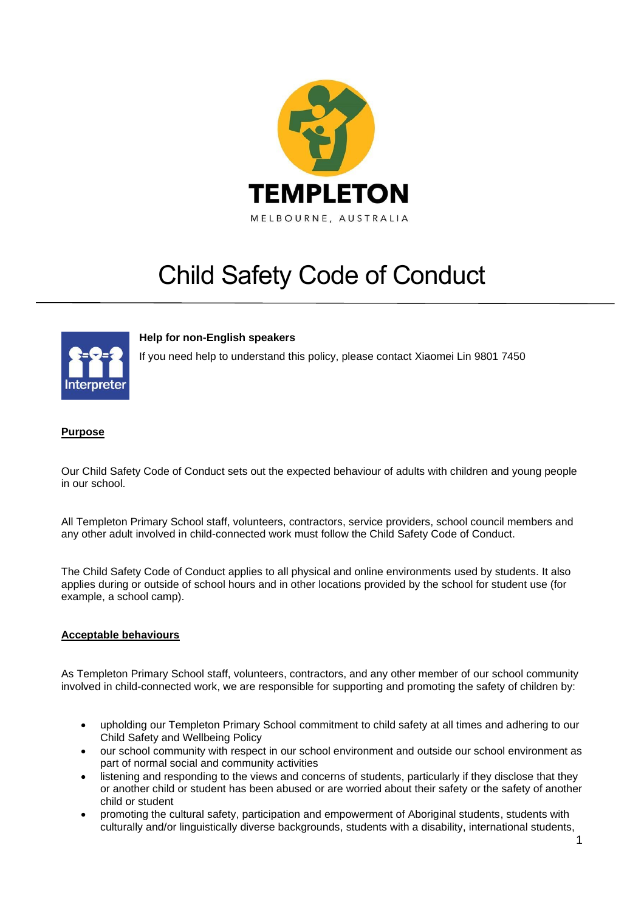TEMPLETON

MELBOURNE, AUSTRALIA

# Child Safety Code of Conduct

**Help for non-English speakers**

If you need help to understand this policy, please contact Xiaomei Lin 9801 7450

## Purpose

Our Child Safety Code of Conduct sets out the expected behaviour of adults with children and young people in our school.

All Templeton Primary School staff, volunteers, contractors, service providers, school council members and any other adult involved in child-connected work must follow the Child Safety Code of Conduct.

The Child Safety Code of Conduct applies to all physical and online environments used by students. It also applies during or outside of school hours and in other locations provided by the school for student use (for example, a school camp).

## Acceptable behaviours

As Templeton Primary School staff, volunteers, contractors, and any other member of our school community involved in child-connected work, we are responsible for supporting and promoting the safety of children by:

- upholding our Templeton Primary School commitment to child safety at all times and adhering to our Child Safety and Wellbeing Policy
- our school community with respect in our school environment and outside our school environment as part of normal social and community activities
- listening and responding to the views and concerns of students, particularly if they disclose that they or another child or student has been abused or are worried about their safety or the safety of another child or student
- promoting the cultural safety, participation and empowerment of Aboriginal students, students with culturally and/or linguistically diverse backgrounds, students with a disability, international students,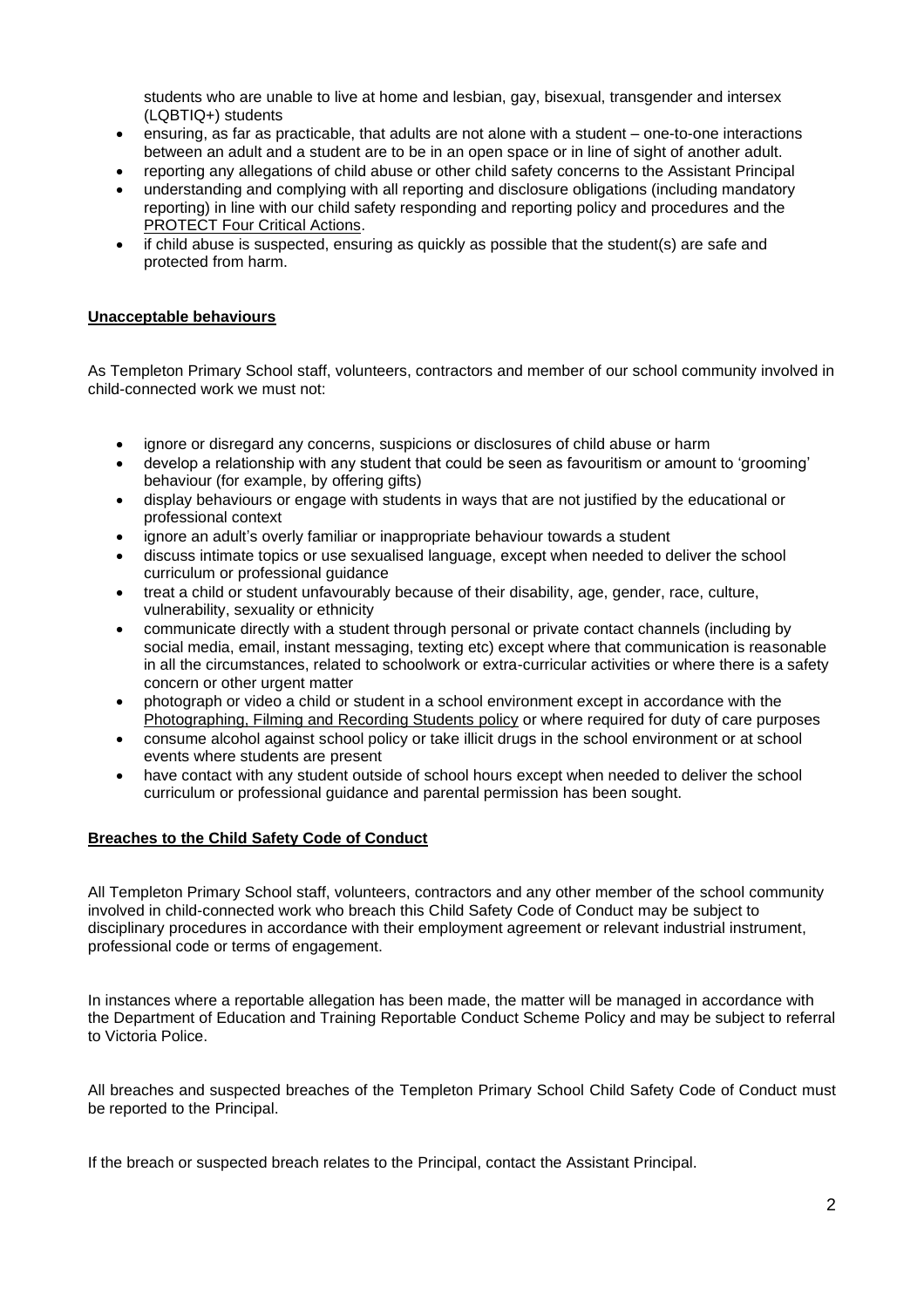students who are unable to live at home and lesbian, gay, bisexual, transgender and intersex (LQBTIQ+) students

- ensuring, as far as practicable, that adults are not alone with a student – one-to-one interactions between an adult and a student are to be in an open space or in line of sight of another adult.
- reporting any allegations of child abuse or other child safety concerns to the Assistant Principal
- understanding and complying with all reporting and disclosure obligations (including mandatory reporting) in line with our child safety responding and reporting policy and procedures and the PROTECT Four Critical Actions.
- if child abuse is suspected, ensuring as quickly as possible that the student(s) are safe and protected from harm.

## Unacceptable behaviours

As Templeton Primary School staff, volunteers, contractors and member of our school community involved in child-connected work we must not:

- ignore or disregard any concerns, suspicions or disclosures of child abuse or harm
- develop a relationship with any student that could be seen as favouritism or amount to 'grooming' behaviour (for example, by offering gifts)
- display behaviours or engage with students in ways that are not justified by the educational or professional context
- ignore an adult's overly familiar or inappropriate behaviour towards a student
- discuss intimate topics or use sexualised language, except when needed to deliver the school curriculum or professional guidance
- treat a child or student unfavourably because of their disability, age, gender, race, culture, vulnerability, sexuality or ethnicity
- communicate directly with a student through personal or private contact channels (including by social media, email, instant messaging, texting etc) except where that communication is reasonable in all the circumstances, related to schoolwork or extra-curricular activities or where there is a safety concern or other urgent matter
- photograph or video a child or student in a school environment except in accordance with the Photographing, Filming and Recording Students policy or where required for duty of care purposes
- consume alcohol against school policy or take illicit drugs in the school environment or at school events where students are present
- have contact with any student outside of school hours except when needed to deliver the school curriculum or professional guidance and parental permission has been sought.

## Breaches to the Child Safety Code of Conduct

All Templeton Primary School staff, volunteers, contractors and any other member of the school community involved in child-connected work who breach this Child Safety Code of Conduct may be subject to disciplinary procedures in accordance with their employment agreement or relevant industrial instrument, professional code or terms of engagement.

In instances where a reportable allegation has been made, the matter will be managed in accordance with the Department of Education and Training Reportable Conduct Scheme Policy and may be subject to referral to Victoria Police.

All breaches and suspected breaches of the Templeton Primary School Child Safety Code of Conduct must be reported to the Principal.

If the breach or suspected breach relates to the Principal, contact the Assistant Principal.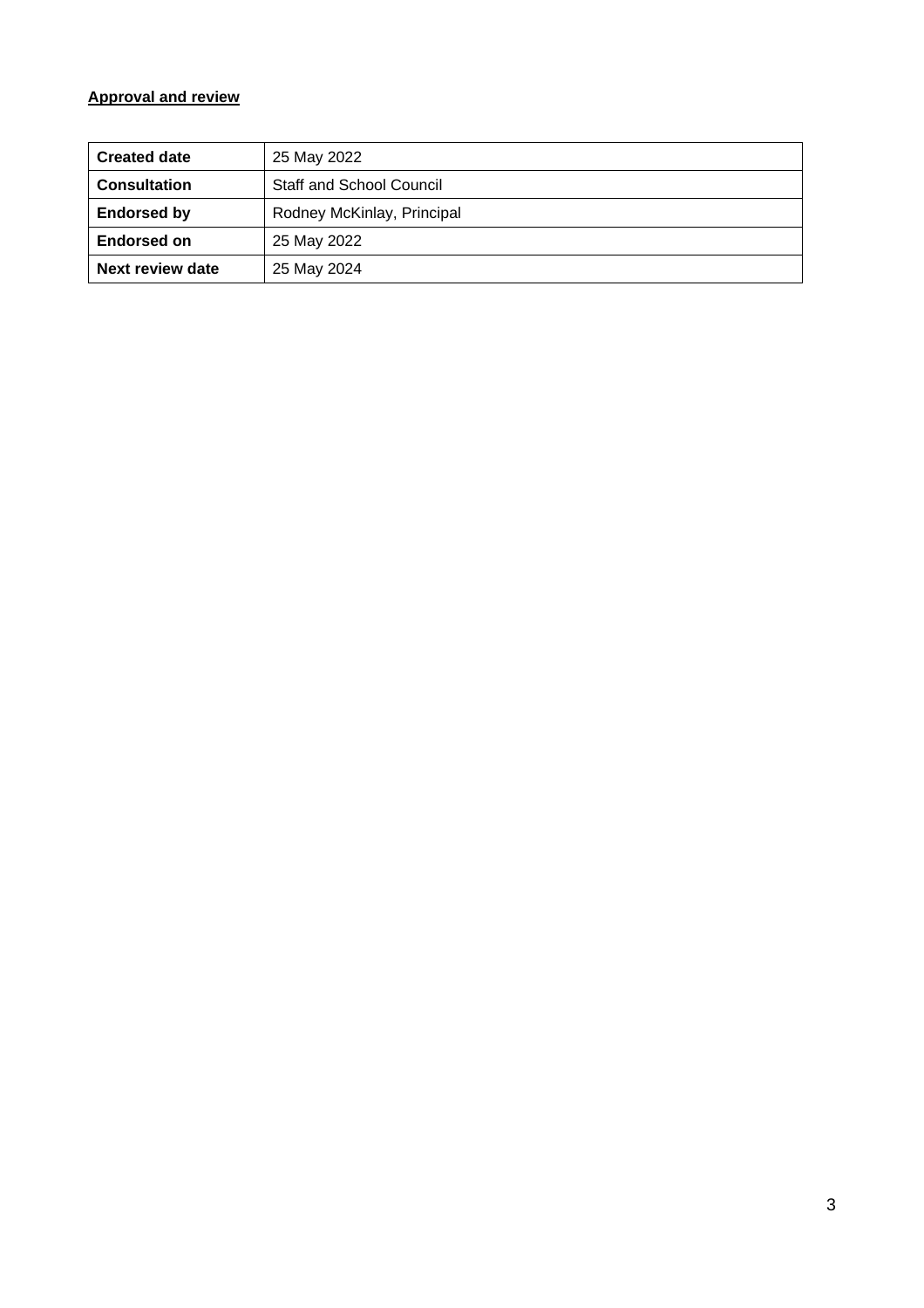**Approval and review**

| | |
|---|---|
| **Created date** | 25 May 2022 |
| **Consultation** | Staff and School Council |
| **Endorsed by** | Rodney McKinlay, Principal |
| **Endorsed on** | 25 May 2022 |
| **Next review date** | 25 May 2024 |